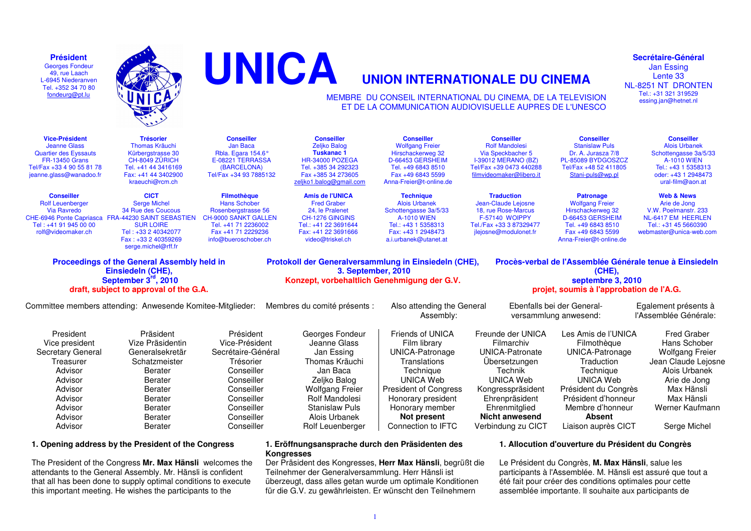**Président**
Georges Fondeur
49, rue Laach
L-6945 Niederanven
Tel. +352 34 70 80
fondeurg@pt.lu

# UNICA

## UNION INTERNATIONALE DU CINEMA

MEMBRE DU CONSEIL INTERNATIONAL DU CINEMA, DE LA TELEVISION ET DE LA COMMUNICATION AUDIOVISUELLE AUPRES DE L'UNESCO

**Secrétaire-Général**
Jan Essing
Lente 33
NL-8251 NT DRONTEN
Tel.: +31 321 319529
essing.jan@hetnet.nl

| **Vice-Président** | **Trésorier** | **Conseiller** | **Conseiller** | **Conseiller** | **Conseiller** | **Conseiller** | **Conseiller** |
|---|---|---|---|---|---|---|---|
| Jeanne Glass<br>Quartier des Eyssauts<br>FR-13450 Grans<br>Tel/Fax +33 4 90 55 81 78<br>jeanne.glass@wanadoo.fr | Thomas Kräuchi<br>Kürbergstrasse 30<br>CH-8049 ZÜRICH<br>Tel. +41 44 3416169<br>Fax: +41 44 3402900<br>kraeuchi@rcm.ch | Jan Baca<br>Rbla. Egara 154.6°<br>E-08221 TERRASSA<br>(BARCELONA)<br>Tel/Fax +34 93 7885132 | Zeljko Balog<br>**Tuskanac 1**<br>HR-34000 POZEGA<br>Tel. +385 34 292323<br>Fax +385 34 273605<br>zeljko1.balog@gmail.com | Wolfgang Freier<br>Hirschackerweg 32<br>D-66453 GERSHEIM<br>Tel. +49 6843 8510<br>Fax +49 6843 5599<br>Anna-Freier@t-online.de | Rolf Mandolesi<br>Via Speckbacher 5<br>I-39012 MERANO (BZ)<br>Tel/Fax +39 0473 440288<br>filmvideomaker@libero.it | Stanislaw Puls<br>Dr. A. Jurasza 7/8<br>PL-85089 BYDGOSZCZ<br>Tel/Fax +48 52 411805<br>Stani-puls@wp.pl | Alois Urbanek<br>Schottengasse 3a/5/33<br>A-1010 WIEN<br>Tel.: +43 1 5358313<br>oder: +43 1 2948473<br>ural-film@aon.at |
| **Conseiller** | **CICT** | **Filmothèque** | **Amis de l'UNICA** | **Technique** | **Traduction** | **Patronage** | **Web & News** |
| Rolf Leuenberger<br>Via Ravredo<br>CHE-6946 Ponte Capriasca<br>Tel : +41 91 945 00 00<br>rolf@videomaker.ch | Serge Michel<br>34 Rue des Coucous<br>FRA-44230 SAINT SEBASTIEN SUR LOIRE<br>Tel : +33 2 40342077<br>Fax : +33 2 40359269<br>serge.michel@rff.fr | Hans Schober<br>Rosenbergstrasse 56<br>CH-9000 SANKT GALLEN<br>Tel. +41 71 2236002<br>Fax +41 71 2229236<br>info@bueroschober.ch | Fred Graber<br>24, le Pralenet<br>CH-1276 GINGINS<br>Tel.: +41 22 3691644<br>Fax: +41 22 3691666<br>video@triskel.ch | Alois Urbanek<br>Schottengasse 3a/5/33<br>A-1010 WIEN<br>Tel.: +43 1 5358313<br>Fax: +43 1 2948473<br>a.i.urbanek@utanet.at | Jean-Claude Lejosne<br>18, rue Rose-Marcus<br>F-57140 WOIPPY<br>Tel./Fax +33 3 87329477<br>jlejosne@modulonet.fr | Wolfgang Freier<br>Hirschackerweg 32<br>D-66453 GERSHEIM<br>Tel. +49 6843 8510<br>Fax +49 6843 5599<br>Anna-Freier@t-online.de | Arie de Jong<br>V.W. Poelmanstr. 233<br>NL-6417 EM HEERLEN<br>Tel.: +31 45 5660390<br>webmaster@unica-web.com |

**Proceedings of the General Assembly held in Einsiedeln (CHE), September 3rd, 2010**
**draft, subject to approval of the G.A.**

**Protokoll der Generalversammlung in Einsiedeln (CHE), 3. September, 2010**
**Konzept, vorbehaltlich Genehmigung der G.V.**

**Procès-verbal de l'Assemblée Générale tenue à Einsiedeln (CHE), septembre 3, 2010**
**projet, soumis à l'approbation de l'A.G.**

| Committee members attending: | Anwesende Komitee-Mitglieder: | Membres du comité présents : | | Also attending the General Assembly: | Ebenfalls bei der General-versammlung anwesend: | Egalement présents à l'Assemblée Générale: | |
|---|---|---|---|---|---|---|---|
| President | Präsident | Président | Georges Fondeur | Friends of UNICA | Freunde der UNICA | Les Amis de l'UNICA | Fred Graber |
| Vice president | Vize Präsidentin | Vice-Président | Jeanne Glass | Film library | Filmarchiv | Filmothèque | Hans Schober |
| Secretary General | Generalsekretär | Secrétaire-Général | Jan Essing | UNICA-Patronage | UNICA-Patronate | UNICA-Patronage | Wolfgang Freier |
| Treasurer | Schatzmeister | Trésorier | Thomas Kräuchi | Translations | Übersetzungen | Traduction | Jean Claude Lejosne |
| Advisor | Berater | Conseiller | Jan Baca | Technique | Technik | Technique | Alois Urbanek |
| Advisor | Berater | Conseiller | Zeljko Balog | UNICA Web | UNICA Web | UNICA Web | Arie de Jong |
| Advisor | Berater | Conseiller | Wolfgang Freier | President of Congress | Kongresspräsident | Président du Congrès | Max Hänsli |
| Advisor | Berater | Conseiller | Rolf Mandolesi | Honorary president | Ehrenpräsident | Président d'honneur | Max Hänsli |
| Advisor | Berater | Conseiller | Stanislaw Puls | Honorary member | Ehrenmitglied | Membre d'honneur | Werner Kaufmann |
| Advisor | Berater | Conseiller | Alois Urbanek | **Not present** | **Nicht anwesend** | **Absent** | |
| Advisor | Berater | Conseiller | Rolf Leuenberger | Connection to IFTC | Verbindung zu CICT | Liaison auprès CICT | Serge Michel |

### 1. Opening address by the President of the Congress

The President of the Congress **Mr. Max Hänsli** welcomes the attendants to the General Assembly. Mr. Hänsli is confident that all has been done to supply optimal conditions to execute this important meeting. He wishes the participants to the

### 1. Eröffnungsansprache durch den Präsidenten des Kongresses

Der Präsident des Kongresses, **Herr Max Hänsli**, begrüßt die Teilnehmer der Generalversammlung. Herr Hänsli ist überzeugt, dass alles getan wurde um optimale Konditionen für die G.V. zu gewährleisten. Er wünscht den Teilnehmern

### 1. Allocution d'ouverture du Président du Congrès

Le Président du Congrès, **M. Max Hänsli**, salue les participants à l'Assemblée. M. Hänsli est assuré que tout a été fait pour créer des conditions optimales pour cette assemblée importante. Il souhaite aux participants de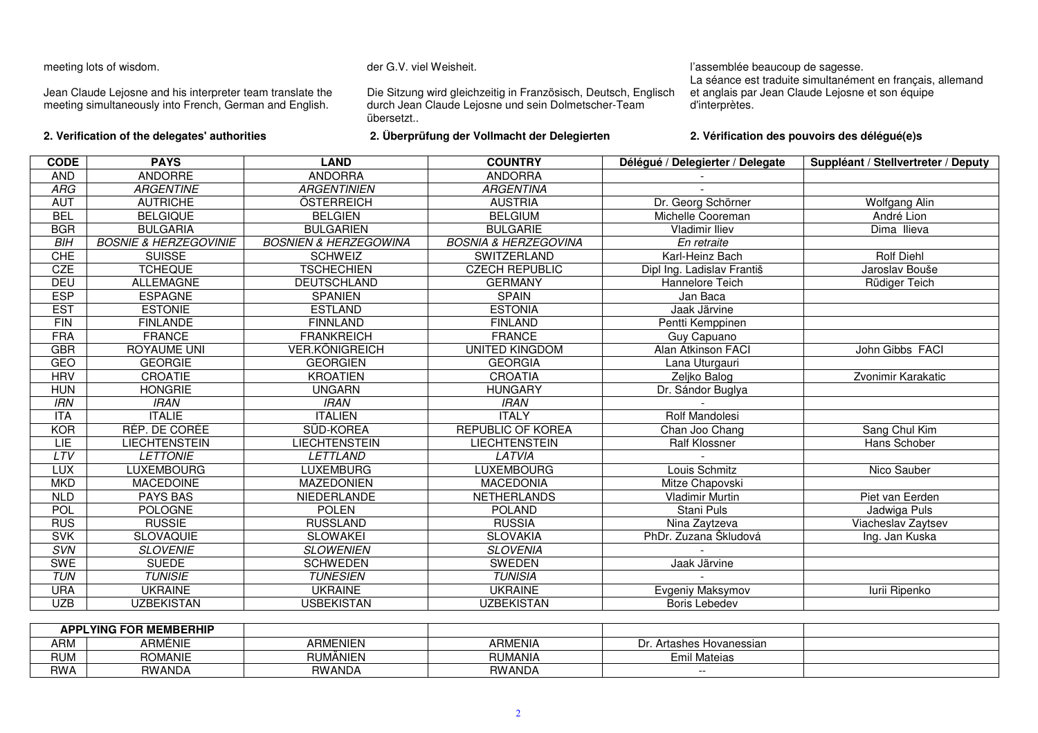meeting lots of wisdom.

Jean Claude Lejosne and his interpreter team translate the meeting simultaneously into French, German and English.

der G.V. viel Weisheit.

Die Sitzung wird gleichzeitig in Französisch, Deutsch, Englisch durch Jean Claude Lejosne und sein Dolmetscher-Team übersetzt..

l'assemblée beaucoup de sagesse.
La séance est traduite simultanément en français, allemand et anglais par Jean Claude Lejosne et son équipe d'interprètes.

**2. Verification of the delegates' authorities**

**2. Überprüfung der Vollmacht der Delegierten**

**2. Vérification des pouvoirs des délégué(e)s**

| CODE | PAYS | LAND | COUNTRY | Délégué / Delegierter / Delegate | Suppléant / Stellvertreter / Deputy |
|---|---|---|---|---|---|
| AND | ANDORRE | ANDORRA | ANDORRA | - | |
| *ARG* | *ARGENTINE* | *ARGENTINIEN* | *ARGENTINA* | - | |
| AUT | AUTRICHE | ÖSTERREICH | AUSTRIA | Dr. Georg Schörner | Wolfgang Alin |
| BEL | BELGIQUE | BELGIEN | BELGIUM | Michelle Cooreman | André Lion |
| BGR | BULGARIA | BULGARIEN | BULGARIE | Vladimir Iliev | Dima Ilieva |
| *BIH* | *BOSNIE & HERZEGOVINIE* | *BOSNIEN & HERZEGOWINA* | *BOSNIA & HERZEGOVINA* | *En retraite* | |
| CHE | SUISSE | SCHWEIZ | SWITZERLAND | Karl-Heinz Bach | Rolf Diehl |
| CZE | TCHEQUE | TSCHECHIEN | CZECH REPUBLIC | Dipl Ing. Ladislav Františ | Jaroslav Bouše |
| DEU | ALLEMAGNE | DEUTSCHLAND | GERMANY | Hannelore Teich | Rüdiger Teich |
| ESP | ESPAGNE | SPANIEN | SPAIN | Jan Baca | |
| EST | ESTONIE | ESTLAND | ESTONIA | Jaak Järvine | |
| FIN | FINLANDE | FINNLAND | FINLAND | Pentti Kemppinen | |
| FRA | FRANCE | FRANKREICH | FRANCE | Guy Capuano | |
| GBR | ROYAUME UNI | VER.KÖNIGREICH | UNITED KINGDOM | Alan Atkinson FACI | John Gibbs FACI |
| GEO | GEORGIE | GEORGIEN | GEORGIA | Lana Uturgauri | |
| HRV | CROATIE | KROATIEN | CROATIA | Zeljko Balog | Zvonimir Karakatic |
| HUN | HONGRIE | UNGARN | HUNGARY | Dr. Sándor Buglya | |
| *IRN* | *IRAN* | *IRAN* | *IRAN* | - | |
| ITA | ITALIE | ITALIEN | ITALY | Rolf Mandolesi | |
| KOR | RÉP. DE CORÉE | SÜD-KOREA | REPUBLIC OF KOREA | Chan Joo Chang | Sang Chul Kim |
| LIE | LIECHTENSTEIN | LIECHTENSTEIN | LIECHTENSTEIN | Ralf Klossner | Hans Schober |
| *LTV* | *LETTONIE* | *LETTLAND* | *LATVIA* | - | |
| LUX | LUXEMBOURG | LUXEMBURG | LUXEMBOURG | Louis Schmitz | Nico Sauber |
| MKD | MACEDOINE | MAZEDONIEN | MACEDONIA | Mitze Chapovski | |
| NLD | PAYS BAS | NIEDERLANDE | NETHERLANDS | Vladimir Murtin | Piet van Eerden |
| POL | POLOGNE | POLEN | POLAND | Stani Puls | Jadwiga Puls |
| RUS | RUSSIE | RUSSLAND | RUSSIA | Nina Zaytzeva | Viacheslav Zaytsev |
| SVK | SLOVAQUIE | SLOWAKEI | SLOVAKIA | PhDr. Zuzana Škludová | Ing. Jan Kuska |
| *SVN* | *SLOVENIE* | *SLOWENIEN* | *SLOVENIA* | - | |
| SWE | SUEDE | SCHWEDEN | SWEDEN | Jaak Järvine | |
| *TUN* | *TUNISIE* | *TUNESIEN* | *TUNISIA* | - | |
| URA | UKRAINE | UKRAINE | UKRAINE | Evgeniy Maksymov | Iurii Ripenko |
| UZB | UZBEKISTAN | USBEKISTAN | UZBEKISTAN | Boris Lebedev | |

| **APPLYING FOR MEMBERHIP** | | | | | |
|---|---|---|---|---|---|
| ARM | ARMÉNIE | ARMENIEN | ARMENIA | Dr. Artashes Hovanessian | |
| RUM | ROMANIE | RUMÄNIEN | RUMANIA | Emil Mateias | |
| RWA | RWANDA | RWANDA | RWANDA | -- | |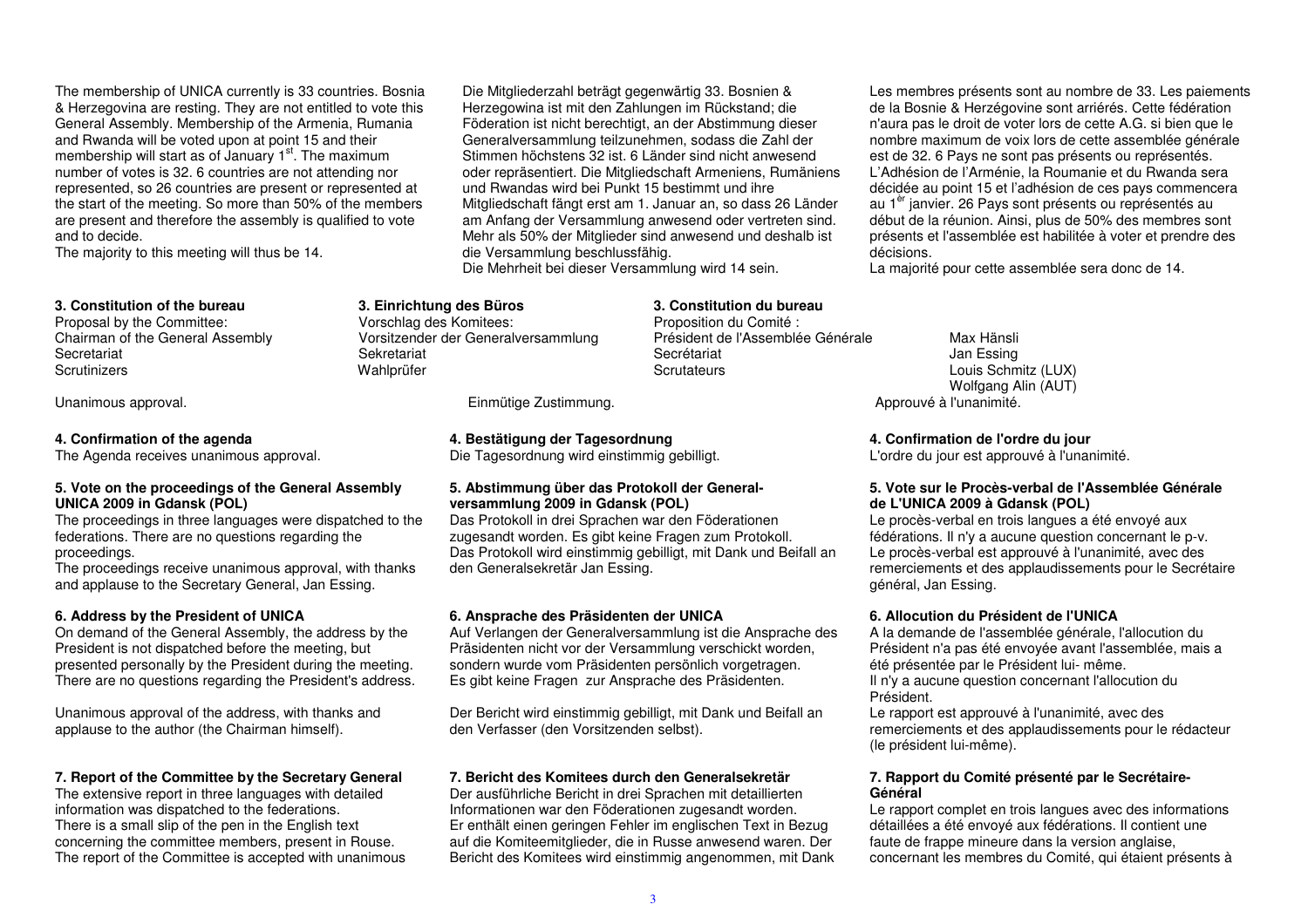The membership of UNICA currently is 33 countries. Bosnia & Herzegovina are resting. They are not entitled to vote this General Assembly. Membership of the Armenia, Rumania and Rwanda will be voted upon at point 15 and their membership will start as of January 1st. The maximum number of votes is 32. 6 countries are not attending nor represented, so 26 countries are present or represented at the start of the meeting. So more than 50% of the members are present and therefore the assembly is qualified to vote and to decide.
The majority to this meeting will thus be 14.

Die Mitgliederzahl beträgt gegenwärtig 33. Bosnien & Herzegowina ist mit den Zahlungen im Rückstand; die Föderation ist nicht berechtigt, an der Abstimmung dieser Generalversammlung teilzunehmen, sodass die Zahl der Stimmen höchstens 32 ist. 6 Länder sind nicht anwesend oder repräsentiert. Die Mitgliedschaft Armeniens, Rumäniens und Rwandas wird bei Punkt 15 bestimmt und ihre Mitgliedschaft fängt erst am 1. Januar an, so dass 26 Länder am Anfang der Versammlung anwesend oder vertreten sind. Mehr als 50% der Mitglieder sind anwesend und deshalb ist die Versammlung beschlussfähig.
Die Mehrheit bei dieser Versammlung wird 14 sein.

Les membres présents sont au nombre de 33. Les paiements de la Bosnie & Herzégovine sont arriérés. Cette fédération n'aura pas le droit de voter lors de cette A.G. si bien que le nombre maximum de voix lors de cette assemblée générale est de 32. 6 Pays ne sont pas présents ou représentés. L'Adhésion de l'Arménie, la Roumanie et du Rwanda sera décidée au point 15 et l'adhésion de ces pays commencera au 1er janvier. 26 Pays sont présents ou représentés au début de la réunion. Ainsi, plus de 50% des membres sont présents et l'assemblée est habilitée à voter et prendre des décisions.
La majorité pour cette assemblée sera donc de 14.

| **3. Constitution of the bureau** | **3. Einrichtung des Büros** | **3. Constitution du bureau** | |
|---|---|---|---|
| Proposal by the Committee: | Vorschlag des Komitees: | Proposition du Comité : | |
| Chairman of the General Assembly | Vorsitzender der Generalversammlung | Président de l'Assemblée Générale | Max Hänsli |
| Secretariat | Sekretariat | Secrétariat | Jan Essing |
| Scrutinizers | Wahlprüfer | Scrutateurs | Louis Schmitz (LUX) |
| | | | Wolfgang Alin (AUT) |

Unanimous approval.

Einmütige Zustimmung.

Approuvé à l'unanimité.

**4. Confirmation of the agenda**
The Agenda receives unanimous approval.

**4. Bestätigung der Tagesordnung**
Die Tagesordnung wird einstimmig gebilligt.

**4. Confirmation de l'ordre du jour**
L'ordre du jour est approuvé à l'unanimité.

**5. Vote on the proceedings of the General Assembly UNICA 2009 in Gdansk (POL)**
The proceedings in three languages were dispatched to the federations. There are no questions regarding the proceedings.
The proceedings receive unanimous approval, with thanks and applause to the Secretary General, Jan Essing.

**5. Abstimmung über das Protokoll der General-versammlung 2009 in Gdansk (POL)**
Das Protokoll in drei Sprachen war den Föderationen zugesandt worden. Es gibt keine Fragen zum Protokoll.
Das Protokoll wird einstimmig gebilligt, mit Dank und Beifall an den Generalsekretär Jan Essing.

**5. Vote sur le Procès-verbal de l'Assemblée Générale de L'UNICA 2009 à Gdansk (POL)**
Le procès-verbal en trois langues a été envoyé aux fédérations. Il n'y a aucune question concernant le p-v.
Le procès-verbal est approuvé à l'unanimité, avec des remerciements et des applaudissements pour le Secrétaire général, Jan Essing.

**6. Address by the President of UNICA**
On demand of the General Assembly, the address by the President is not dispatched before the meeting, but presented personally by the President during the meeting. There are no questions regarding the President's address.

Unanimous approval of the address, with thanks and applause to the author (the Chairman himself).

**6. Ansprache des Präsidenten der UNICA**
Auf Verlangen der Generalversammlung ist die Ansprache des Präsidenten nicht vor der Versammlung verschickt worden, sondern wurde vom Präsidenten persönlich vorgetragen.
Es gibt keine Fragen zur Ansprache des Präsidenten.

Der Bericht wird einstimmig gebilligt, mit Dank und Beifall an den Verfasser (den Vorsitzenden selbst).

**6. Allocution du Président de l'UNICA**
A la demande de l'assemblée générale, l'allocution du Président n'a pas été envoyée avant l'assemblée, mais a été présentée par le Président lui- même.
Il n'y a aucune question concernant l'allocution du Président.
Le rapport est approuvé à l'unanimité, avec des remerciements et des applaudissements pour le rédacteur (le président lui-même).

**7. Report of the Committee by the Secretary General**
The extensive report in three languages with detailed information was dispatched to the federations.
There is a small slip of the pen in the English text concerning the committee members, present in Rouse.
The report of the Committee is accepted with unanimous

**7. Bericht des Komitees durch den Generalsekretär**
Der ausführliche Bericht in drei Sprachen mit detaillierten Informationen war den Föderationen zugesandt worden.
Er enthält einen geringen Fehler im englischen Text in Bezug auf die Komiteemitglieder, die in Russe anwesend waren. Der Bericht des Komitees wird einstimmig angenommen, mit Dank

**7. Rapport du Comité présenté par le Secrétaire-Général**
Le rapport complet en trois langues avec des informations détaillées a été envoyé aux fédérations. Il contient une faute de frappe mineure dans la version anglaise, concernant les membres du Comité, qui étaient présents à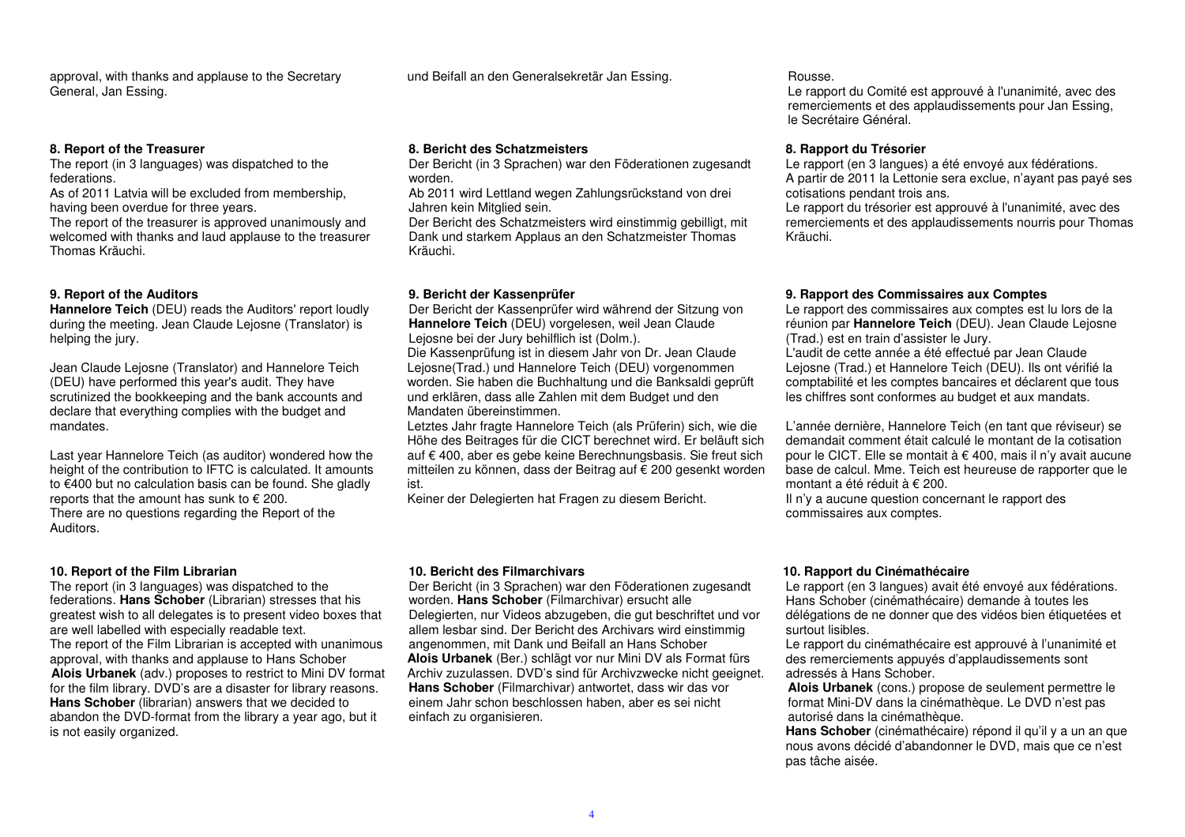approval, with thanks and applause to the Secretary General, Jan Essing.

**8. Report of the Treasurer**
The report (in 3 languages) was dispatched to the federations.
As of 2011 Latvia will be excluded from membership, having been overdue for three years.
The report of the treasurer is approved unanimously and welcomed with thanks and laud applause to the treasurer Thomas Kräuchi.

**9. Report of the Auditors**
**Hannelore Teich** (DEU) reads the Auditors' report loudly during the meeting. Jean Claude Lejosne (Translator) is helping the jury.

Jean Claude Lejosne (Translator) and Hannelore Teich (DEU) have performed this year's audit. They have scrutinized the bookkeeping and the bank accounts and declare that everything complies with the budget and mandates.

Last year Hannelore Teich (as auditor) wondered how the height of the contribution to IFTC is calculated. It amounts to €400 but no calculation basis can be found. She gladly reports that the amount has sunk to € 200.
There are no questions regarding the Report of the Auditors.

**10. Report of the Film Librarian**
The report (in 3 languages) was dispatched to the federations. **Hans Schober** (Librarian) stresses that his greatest wish to all delegates is to present video boxes that are well labelled with especially readable text.
The report of the Film Librarian is accepted with unanimous approval, with thanks and applause to Hans Schober
**Alois Urbanek** (adv.) proposes to restrict to Mini DV format for the film library. DVD's are a disaster for library reasons.
**Hans Schober** (librarian) answers that we decided to abandon the DVD-format from the library a year ago, but it is not easily organized.

und Beifall an den Generalsekretär Jan Essing.

**8. Bericht des Schatzmeisters**
Der Bericht (in 3 Sprachen) war den Föderationen zugesandt worden.
Ab 2011 wird Lettland wegen Zahlungsrückstand von drei Jahren kein Mitglied sein.
Der Bericht des Schatzmeisters wird einstimmig gebilligt, mit Dank und starkem Applaus an den Schatzmeister Thomas Kräuchi.

**9. Bericht der Kassenprüfer**
Der Bericht der Kassenprüfer wird während der Sitzung von **Hannelore Teich** (DEU) vorgelesen, weil Jean Claude Lejosne bei der Jury behilflich ist (Dolm.).
Die Kassenprüfung ist in diesem Jahr von Dr. Jean Claude Lejosne(Trad.) und Hannelore Teich (DEU) vorgenommen worden. Sie haben die Buchhaltung und die Banksaldi geprüft und erklären, dass alle Zahlen mit dem Budget und den Mandaten übereinstimmen.
Letztes Jahr fragte Hannelore Teich (als Prüferin) sich, wie die Höhe des Beitrages für die CICT berechnet wird. Er beläuft sich auf € 400, aber es gebe keine Berechnungsbasis. Sie freut sich mitteilen zu können, dass der Beitrag auf € 200 gesenkt worden ist.
Keiner der Delegierten hat Fragen zu diesem Bericht.

**10. Bericht des Filmarchivars**
Der Bericht (in 3 Sprachen) war den Föderationen zugesandt worden. **Hans Schober** (Filmarchivar) ersucht alle Delegierten, nur Videos abzugeben, die gut beschriftet und vor allem lesbar sind. Der Bericht des Archivars wird einstimmig angenommen, mit Dank und Beifall an Hans Schober
**Alois Urbanek** (Ber.) schlägt vor nur Mini DV als Format fürs Archiv zuzulassen. DVD's sind für Archivzwecke nicht geeignet.
**Hans Schober** (Filmarchivar) antwortet, dass wir das vor einem Jahr schon beschlossen haben, aber es sei nicht einfach zu organisieren.

Rousse.
Le rapport du Comité est approuvé à l'unanimité, avec des remerciements et des applaudissements pour Jan Essing, le Secrétaire Général.

**8. Rapport du Trésorier**
Le rapport (en 3 langues) a été envoyé aux fédérations.
A partir de 2011 la Lettonie sera exclue, n'ayant pas payé ses cotisations pendant trois ans.
Le rapport du trésorier est approuvé à l'unanimité, avec des remerciements et des applaudissements nourris pour Thomas Kräuchi.

**9. Rapport des Commissaires aux Comptes**
Le rapport des commissaires aux comptes est lu lors de la réunion par **Hannelore Teich** (DEU). Jean Claude Lejosne (Trad.) est en train d'assister le Jury.
L'audit de cette année a été effectué par Jean Claude Lejosne (Trad.) et Hannelore Teich (DEU). Ils ont vérifié la comptabilité et les comptes bancaires et déclarent que tous les chiffres sont conformes au budget et aux mandats.

L'année dernière, Hannelore Teich (en tant que réviseur) se demandait comment était calculé le montant de la cotisation pour le CICT. Elle se montait à € 400, mais il n'y avait aucune base de calcul. Mme. Teich est heureuse de rapporter que le montant a été réduit à € 200.
Il n'y a aucune question concernant le rapport des commissaires aux comptes.

**10. Rapport du Cinémathécaire**
Le rapport (en 3 langues) avait été envoyé aux fédérations. Hans Schober (cinémathécaire) demande à toutes les délégations de ne donner que des vidéos bien étiquetées et surtout lisibles.
Le rapport du cinémathécaire est approuvé à l'unanimité et des remerciements appuyés d'applaudissements sont adressés à Hans Schober.
**Alois Urbanek** (cons.) propose de seulement permettre le format Mini-DV dans la cinémathèque. Le DVD n'est pas autorisé dans la cinémathèque.
**Hans Schober** (cinémathécaire) répond il qu'il y a un an que nous avons décidé d'abandonner le DVD, mais que ce n'est pas tâche aisée.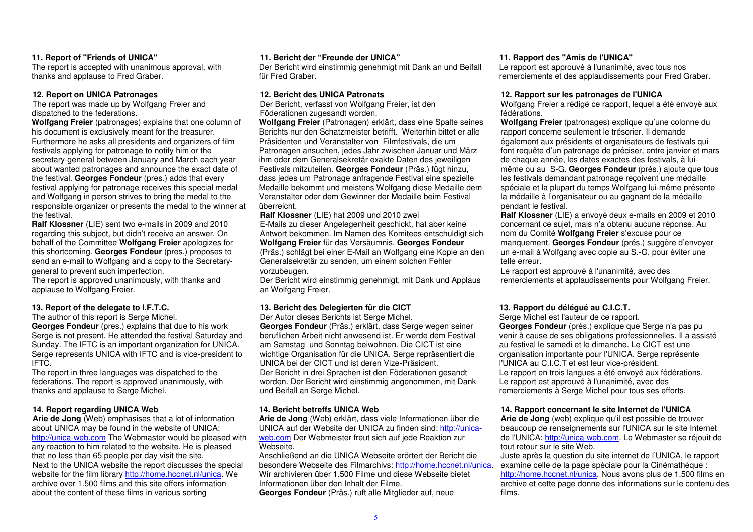### 11. Report of "Friends of UNICA"

The report is accepted with unanimous approval, with thanks and applause to Fred Graber.

### 12. Report on UNICA Patronages

The report was made up by Wolfgang Freier and dispatched to the federations.

**Wolfgang Freier** (patronages) explains that one column of his document is exclusively meant for the treasurer. Furthermore he asks all presidents and organizers of film festivals applying for patronage to notify him or the secretary-general between January and March each year about wanted patronages and announce the exact date of the festival. **Georges Fondeur** (pres.) adds that every festival applying for patronage receives this special medal and Wolfgang in person strives to bring the medal to the responsible organizer or presents the medal to the winner at the festival.

**Ralf Klossner** (LIE) sent two e-mails in 2009 and 2010 regarding this subject, but didn't receive an answer. On behalf of the Committee **Wolfgang Freier** apologizes for this shortcoming. **Georges Fondeur** (pres.) proposes to send an e-mail to Wolfgang and a copy to the Secretary-general to prevent such imperfection.

The report is approved unanimously, with thanks and applause to Wolfgang Freier.

### 13. Report of the delegate to I.F.T.C.

The author of this report is Serge Michel.

**Georges Fondeur** (pres.) explains that due to his work Serge is not present. He attended the festival Saturday and Sunday. The IFTC is an important organization for UNICA. Serge represents UNICA with IFTC and is vice-president to IFTC.

The report in three languages was dispatched to the federations. The report is approved unanimously, with thanks and applause to Serge Michel.

### 14. Report regarding UNICA Web

**Arie de Jong** (Web) emphasises that a lot of information about UNICA may be found in the website of UNICA: http://unica-web.com The Webmaster would be pleased with any reaction to him related to the website. He is pleased that no less than 65 people per day visit the site.

Next to the UNICA website the report discusses the special website for the film library http://home.hccnet.nl/unica. We archive over 1.500 films and this site offers information about the content of these films in various sorting

### 11. Bericht der "Freunde der UNICA"

Der Bericht wird einstimmig genehmigt mit Dank an und Beifall für Fred Graber.

### 12. Bericht des UNICA Patronats

Der Bericht, verfasst von Wolfgang Freier, ist den Föderationen zugesandt worden.

**Wolfgang Freier** (Patronagen) erklärt, dass eine Spalte seines Berichts nur den Schatzmeister betrifft. Weiterhin bittet er alle Präsidenten und Veranstalter von Filmfestivals, die um Patronagen ansuchen, jedes Jahr zwischen Januar und März ihm oder dem Generalsekretär exakte Daten des jeweiligen Festivals mitzuteilen. **Georges Fondeur** (Präs.) fügt hinzu, dass jedes um Patronage anfragende Festival eine spezielle Medaille bekommt und meistens Wolfgang diese Medaille dem Veranstalter oder dem Gewinner der Medaille beim Festival überreicht.

**Ralf Klossner** (LIE) hat 2009 und 2010 zwei E-Mails zu dieser Angelegenheit geschickt, hat aber keine Antwort bekommen. Im Namen des Komitees entschuldigt sich **Wolfgang Freier** für das Versäumnis. **Georges Fondeur** (Präs.) schlägt bei einer E-Mail an Wolfgang eine Kopie an den Generalsekretär zu senden, um einem solchen Fehler vorzubeugen.

Der Bericht wird einstimmig genehmigt, mit Dank und Applaus an Wolfgang Freier.

### 13. Bericht des Delegierten für die CICT

Der Autor dieses Berichts ist Serge Michel.

**Georges Fondeur** (Präs.) erklärt, dass Serge wegen seiner beruflichen Arbeit nicht anwesend ist. Er werde dem Festival am Samstag und Sonntag beiwohnen. Die CICT ist eine wichtige Organisation für die UNICA. Serge repräsentiert die UNICA bei der CICT und ist deren Vize-Präsident.

Der Bericht in drei Sprachen ist den Föderationen gesandt worden. Der Bericht wird einstimmig angenommen, mit Dank und Beifall an Serge Michel.

### 14. Bericht betreffs UNICA Web

**Arie de Jong** (Web) erklärt, dass viele Informationen über die UNICA auf der Website der UNICA zu finden sind: http://unica-web.com Der Webmeister freut sich auf jede Reaktion zur Webseite.

Anschließend an die UNICA Webseite erörtert der Bericht die besondere Webseite des Filmarchivs: http://home.hccnet.nl/unica. Wir archivieren über 1.500 Filme und diese Webseite bietet Informationen über den Inhalt der Filme.

**Georges Fondeur** (Präs.) ruft alle Mitglieder auf, neue

### 11. Rapport des "Amis de l'UNICA"

Le rapport est approuvé à l'unanimité, avec tous nos remerciements et des applaudissements pour Fred Graber.

### 12. Rapport sur les patronages de l'UNICA

Wolfgang Freier a rédigé ce rapport, lequel a été envoyé aux fédérations.

**Wolfgang Freier** (patronages) explique qu'une colonne du rapport concerne seulement le trésorier. Il demande également aux présidents et organisateurs de festivals qui font requête d'un patronage de préciser, entre janvier et mars de chaque année, les dates exactes des festivals, à lui-même ou au S-G. **Georges Fondeur** (prés.) ajoute que tous les festivals demandant patronage reçoivent une médaille spéciale et la plupart du temps Wolfgang lui-même présente la médaille à l'organisateur ou au gagnant de la médaille pendant le festival.

**Ralf Klossner** (LIE) a envoyé deux e-mails en 2009 et 2010 concernant ce sujet, mais n'a obtenu aucune réponse. Au nom du Comité **Wolfgang Freier** s'excuse pour ce manquement. **Georges Fondeur** (prés.) suggère d'envoyer un e-mail à Wolfgang avec copie au S.-G. pour éviter une telle erreur.

Le rapport est approuvé à l'unanimité, avec des remerciements et applaudissements pour Wolfgang Freier.

### 13. Rapport du délégué au C.I.C.T.

Serge Michel est l'auteur de ce rapport.

**Georges Fondeur** (prés.) explique que Serge n'a pas pu venir à cause de ses obligations professionnelles. Il a assisté au festival le samedi et le dimanche. Le CICT est une organisation importante pour l'UNICA. Serge représente l'UNICA au C.I.C.T et est leur vice-président.

Le rapport en trois langues a été envoyé aux fédérations. Le rapport est approuvé à l'unanimité, avec des remerciements à Serge Michel pour tous ses efforts.

### 14. Rapport concernant le site Internet de l'UNICA

**Arie de Jong** (web) explique qu'il est possible de trouver beaucoup de renseignements sur l'UNICA sur le site Internet de l'UNICA: http://unica-web.com. Le Webmaster se réjouit de tout retour sur le site Web.

Juste après la question du site internet de l'UNICA, le rapport examine celle de la page spéciale pour la Cinémathèque : http://home.hccnet.nl/unica. Nous avons plus de 1.500 films en archive et cette page donne des informations sur le contenu des films.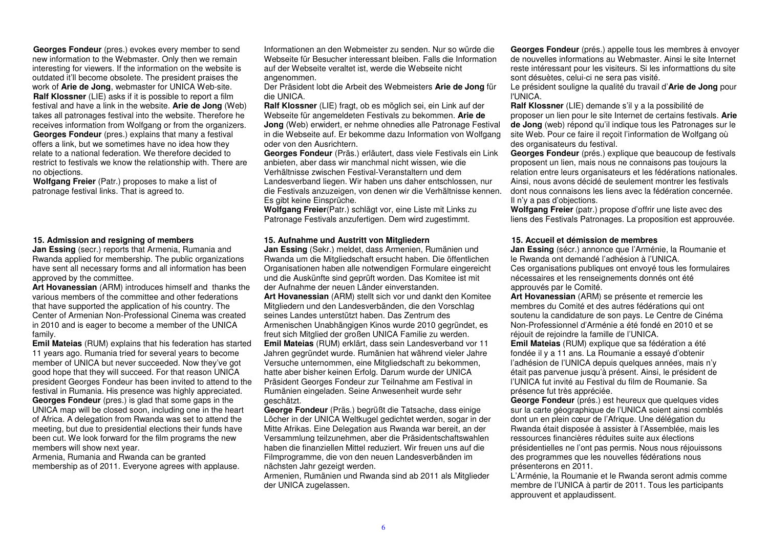**Georges Fondeur** (pres.) evokes every member to send new information to the Webmaster. Only then we remain interesting for viewers. If the information on the website is outdated it'll become obsolete. The president praises the work of **Arie de Jong**, webmaster for UNICA Web-site.

**Ralf Klossner** (LIE) asks if it is possible to report a film festival and have a link in the website. **Arie de Jong** (Web) takes all patronages festival into the website. Therefore he receives information from Wolfgang or from the organizers.

**Georges Fondeur** (pres.) explains that many a festival offers a link, but we sometimes have no idea how they relate to a national federation. We therefore decided to restrict to festivals we know the relationship with. There are no objections.

**Wolfgang Freier** (Patr.) proposes to make a list of patronage festival links. That is agreed to.

### 15. Admission and resigning of members

**Jan Essing** (secr.) reports that Armenia, Rumania and Rwanda applied for membership. The public organizations have sent all necessary forms and all information has been approved by the committee.

**Art Hovanessian** (ARM) introduces himself and thanks the various members of the committee and other federations that have supported the application of his country. The Center of Armenian Non-Professional Cinema was created in 2010 and is eager to become a member of the UNICA family.

**Emil Mateias** (RUM) explains that his federation has started 11 years ago. Rumania tried for several years to become member of UNICA but never succeeded. Now they've got good hope that they will succeed. For that reason UNICA president Georges Fondeur has been invited to attend to the festival in Rumania. His presence was highly appreciated.

**Georges Fondeur** (pres.) is glad that some gaps in the UNICA map will be closed soon, including one in the heart of Africa. A delegation from Rwanda was set to attend the meeting, but due to presidential elections their funds have been cut. We look forward for the film programs the new members will show next year.

Armenia, Rumania and Rwanda can be granted membership as of 2011. Everyone agrees with applause.

Informationen an den Webmeister zu senden. Nur so würde die Webseite für Besucher interessant bleiben. Falls die Information auf der Webseite veraltet ist, werde die Webseite nicht angenommen.

Der Präsident lobt die Arbeit des Webmeisters **Arie de Jong** für die UNICA.

**Ralf Klossner** (LIE) fragt, ob es möglich sei, ein Link auf der Webseite für angemeldeten Festivals zu bekommen. **Arie de Jong** (Web) erwidert, er nehme ohnedies alle Patronage Festival in die Webseite auf. Er bekomme dazu Information von Wolfgang oder von den Ausrichtern.

**Georges Fondeur** (Präs.) erläutert, dass viele Festivals ein Link anbieten, aber dass wir manchmal nicht wissen, wie die Verhältnisse zwischen Festival-Veranstaltern und dem Landesverband liegen. Wir haben uns daher entschlossen, nur die Festivals anzuzeigen, von denen wir die Verhältnisse kennen. Es gibt keine Einsprüche.

**Wolfgang Freier**(Patr.) schlägt vor, eine Liste mit Links zu Patronage Festivals anzufertigen. Dem wird zugestimmt.

### 15. Aufnahme und Austritt von Mitgliedern

**Jan Essing** (Sekr.) meldet, dass Armenien, Rumänien und Rwanda um die Mitgliedschaft ersucht haben. Die öffentlichen Organisationen haben alle notwendigen Formulare eingereicht und die Auskünfte sind geprüft worden. Das Komitee ist mit der Aufnahme der neuen Länder einverstanden.

**Art Hovanessian** (ARM) stellt sich vor und dankt den Komitee Mitgliedern und den Landesverbänden, die den Vorschlag seines Landes unterstützt haben. Das Zentrum des Armenischen Unabhängigen Kinos wurde 2010 gegründet, es freut sich Mitglied der großen UNICA Familie zu werden.

**Emil Mateias** (RUM) erklärt, dass sein Landesverband vor 11 Jahren gegründet wurde. Rumänien hat während vieler Jahre Versuche unternommen, eine Mitgliedschaft zu bekommen, hatte aber bisher keinen Erfolg. Darum wurde der UNICA Präsident Georges Fondeur zur Teilnahme am Festival in Rumänien eingeladen. Seine Anwesenheit wurde sehr geschätzt.

**George Fondeur** (Präs.) begrüßt die Tatsache, dass einige Löcher in der UNICA Weltkugel gedichtet werden, sogar in der Mitte Afrikas. Eine Delegation aus Rwanda war bereit, an der Versammlung teilzunehmen, aber die Präsidentschaftswahlen haben die finanziellen Mittel reduziert. Wir freuen uns auf die Filmprogramme, die von den neuen Landesverbänden im nächsten Jahr gezeigt werden.

Armenien, Rumänien und Rwanda sind ab 2011 als Mitglieder der UNICA zugelassen.

**Georges Fondeur** (prés.) appelle tous les membres à envoyer de nouvelles informations au Webmaster. Ainsi le site Internet reste intéressant pour les visiteurs. Si les informattions du site sont désuètes, celui-ci ne sera pas visité.

Le président souligne la qualité du travail d'**Arie de Jong** pour l'UNICA.

**Ralf Klossner** (LIE) demande s'il y a la possibilité de proposer un lien pour le site Internet de certains festivals. **Arie de Jong** (web) répond qu'il indique tous les Patronages sur le site Web. Pour ce faire il reçoit l'information de Wolfgang où des organisateurs du festival.

**Georges Fondeur** (prés.) explique que beaucoup de festivals proposent un lien, mais nous ne connaisons pas toujours la relation entre leurs organisateurs et les fédérations nationales. Ainsi, nous avons décidé de seulement montrer les festivals dont nous connaisons les liens avec la fédération concernée. Il n'y a pas d'objections.

**Wolfgang Freier** (patr.) propose d'offrir une liste avec des liens des Festivals Patronages. La proposition est approuvée.

### 15. Accueil et démission de membres

**Jan Essing** (sécr.) annonce que l'Arménie, la Roumanie et le Rwanda ont demandé l'adhésion à l'UNICA.
Ces organisations publiques ont envoyé tous les formulaires nécessaires et les renseignements donnés ont été approuvés par le Comité.

**Art Hovanessian** (ARM) se présente et remercie les membres du Comité et des autres fédérations qui ont soutenu la candidature de son pays. Le Centre de Cinéma Non-Professionnel d'Arménie a été fondé en 2010 et se réjouit de rejoindre la famille de l'UNICA.

**Emil Mateias** (RUM) explique que sa fédération a été fondée il y a 11 ans. La Roumanie a essayé d'obtenir l'adhésion de l'UNICA depuis quelques années, mais n'y était pas parvenue jusqu'à présent. Ainsi, le président de l'UNICA fut invité au Festival du film de Roumanie. Sa présence fut très appréciée.

**George Fondeur** (prés.) est heureux que quelques vides sur la carte géographique de l'UNICA soient ainsi comblés dont un en plein cœur de l'Afrique. Une délégation du Rwanda était disposée à assister à l'Assemblée, mais les ressources financières réduites suite aux élections présidentielles ne l'ont pas permis. Nous nous réjouissons des programmes que les nouvelles fédérations nous présenterons en 2011.

L'Arménie, la Roumanie et le Rwanda seront admis comme membre de l'UNICA à partir de 2011. Tous les participants approuvent et applaudissent.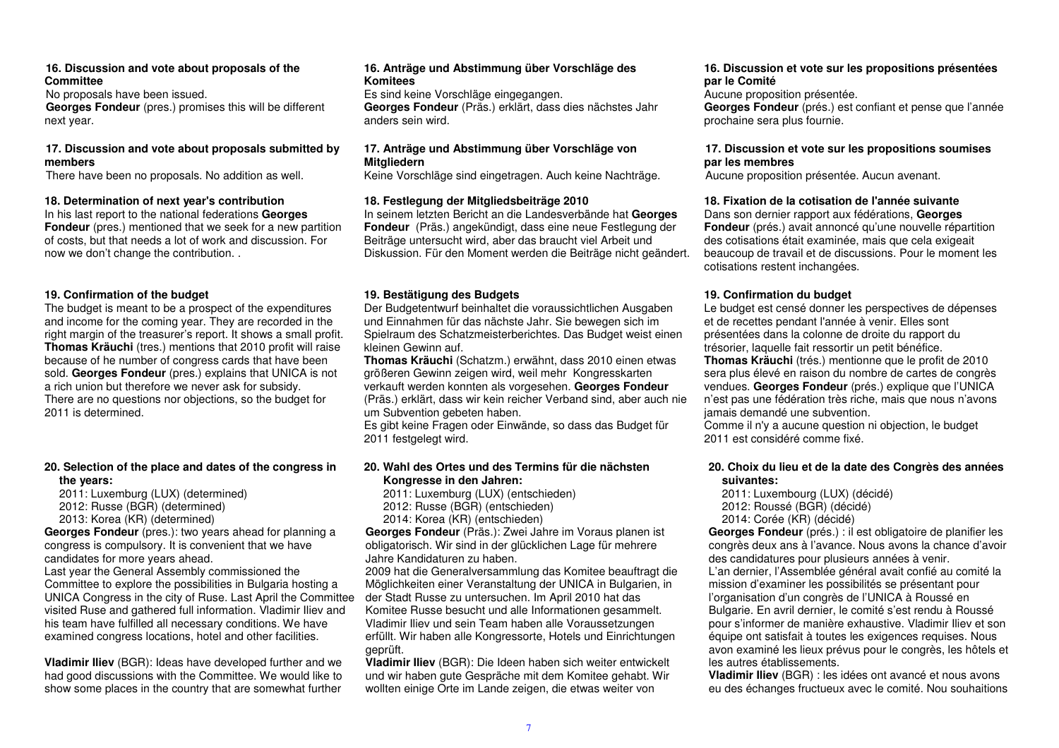**16. Discussion and vote about proposals of the Committee**

No proposals have been issued.
**Georges Fondeur** (pres.) promises this will be different next year.

**17. Discussion and vote about proposals submitted by members**

There have been no proposals. No addition as well.

**18. Determination of next year's contribution**

In his last report to the national federations **Georges Fondeur** (pres.) mentioned that we seek for a new partition of costs, but that needs a lot of work and discussion. For now we don't change the contribution. .

**19. Confirmation of the budget**

The budget is meant to be a prospect of the expenditures and income for the coming year. They are recorded in the right margin of the treasurer's report. It shows a small profit. **Thomas Kräuchi** (tres.) mentions that 2010 profit will raise because of he number of congress cards that have been sold. **Georges Fondeur** (pres.) explains that UNICA is not a rich union but therefore we never ask for subsidy.
There are no questions nor objections, so the budget for 2011 is determined.

**20. Selection of the place and dates of the congress in the years:**

2011: Luxemburg (LUX) (determined)
2012: Russe (BGR) (determined)
2013: Korea (KR) (determined)

**Georges Fondeur** (pres.): two years ahead for planning a congress is compulsory. It is convenient that we have candidates for more years ahead.
Last year the General Assembly commissioned the Committee to explore the possibilities in Bulgaria hosting a UNICA Congress in the city of Ruse. Last April the Committee visited Ruse and gathered full information. Vladimir Iliev and his team have fulfilled all necessary conditions. We have examined congress locations, hotel and other facilities.

**Vladimir Iliev** (BGR): Ideas have developed further and we had good discussions with the Committee. We would like to show some places in the country that are somewhat further

**16. Anträge und Abstimmung über Vorschläge des Komitees**

Es sind keine Vorschläge eingegangen.
**Georges Fondeur** (Präs.) erklärt, dass dies nächstes Jahr anders sein wird.

**17. Anträge und Abstimmung über Vorschläge von Mitgliedern**

Keine Vorschläge sind eingetragen. Auch keine Nachträge.

**18. Festlegung der Mitgliedsbeiträge 2010**

In seinem letzten Bericht an die Landesverbände hat **Georges Fondeur** (Präs.) angekündigt, dass eine neue Festlegung der Beiträge untersucht wird, aber das braucht viel Arbeit und Diskussion. Für den Moment werden die Beiträge nicht geändert.

**19. Bestätigung des Budgets**

Der Budgetentwurf beinhaltet die voraussichtlichen Ausgaben und Einnahmen für das nächste Jahr. Sie bewegen sich im Spielraum des Schatzmeisterberichtes. Das Budget weist einen kleinen Gewinn auf.
**Thomas Kräuchi** (Schatzm.) erwähnt, dass 2010 einen etwas größeren Gewinn zeigen wird, weil mehr Kongresskarten verkauft werden konnten als vorgesehen. **Georges Fondeur** (Präs.) erklärt, dass wir kein reicher Verband sind, aber auch nie um Subvention gebeten haben.
Es gibt keine Fragen oder Einwände, so dass das Budget für 2011 festgelegt wird.

**20. Wahl des Ortes und des Termins für die nächsten Kongresse in den Jahren:**

2011: Luxemburg (LUX) (entschieden)
2012: Russe (BGR) (entschieden)
2014: Korea (KR) (entschieden)

**Georges Fondeur** (Präs.): Zwei Jahre im Voraus planen ist obligatorisch. Wir sind in der glücklichen Lage für mehrere Jahre Kandidaturen zu haben.
2009 hat die Generalversammlung das Komitee beauftragt die Möglichkeiten einer Veranstaltung der UNICA in Bulgarien, in der Stadt Russe zu untersuchen. Im April 2010 hat das Komitee Russe besucht und alle Informationen gesammelt. Vladimir Iliev und sein Team haben alle Voraussetzungen erfüllt. Wir haben alle Kongressorte, Hotels und Einrichtungen geprüft.

**Vladimir Iliev** (BGR): Die Ideen haben sich weiter entwickelt und wir haben gute Gespräche mit dem Komitee gehabt. Wir wollten einige Orte im Lande zeigen, die etwas weiter von

**16. Discussion et vote sur les propositions présentées par le Comité**

Aucune proposition présentée.
**Georges Fondeur** (prés.) est confiant et pense que l'année prochaine sera plus fournie.

**17. Discussion et vote sur les propositions soumises par les membres**

Aucune proposition présentée. Aucun avenant.

**18. Fixation de la cotisation de l'année suivante**

Dans son dernier rapport aux fédérations, **Georges Fondeur** (prés.) avait annoncé qu'une nouvelle répartition des cotisations était examinée, mais que cela exigeait beaucoup de travail et de discussions. Pour le moment les cotisations restent inchangées.

**19. Confirmation du budget**

Le budget est censé donner les perspectives de dépenses et de recettes pendant l'année à venir. Elles sont présentées dans la colonne de droite du rapport du trésorier, laquelle fait ressortir un petit bénéfice.
**Thomas Kräuchi** (trés.) mentionne que le profit de 2010 sera plus élevé en raison du nombre de cartes de congrès vendues. **Georges Fondeur** (prés.) explique que l'UNICA n'est pas une fédération très riche, mais que nous n'avons jamais demandé une subvention.
Comme il n'y a aucune question ni objection, le budget 2011 est considéré comme fixé.

**20. Choix du lieu et de la date des Congrès des années suivantes:**

2011: Luxembourg (LUX) (décidé)
2012: Roussé (BGR) (décidé)
2014: Corée (KR) (décidé)

**Georges Fondeur** (prés.) : il est obligatoire de planifier les congrès deux ans à l'avance. Nous avons la chance d'avoir des candidatures pour plusieurs années à venir.
L'an dernier, l'Assemblée général avait confié au comité la mission d'examiner les possibilités se présentant pour l'organisation d'un congrès de l'UNICA à Roussé en Bulgarie. En avril dernier, le comité s'est rendu à Roussé pour s'informer de manière exhaustive. Vladimir Iliev et son équipe ont satisfait à toutes les exigences requises. Nous avon examiné les lieux prévus pour le congrès, les hôtels et les autres établissements.

**Vladimir Iliev** (BGR) : les idées ont avancé et nous avons eu des échanges fructueux avec le comité. Nou souhaitions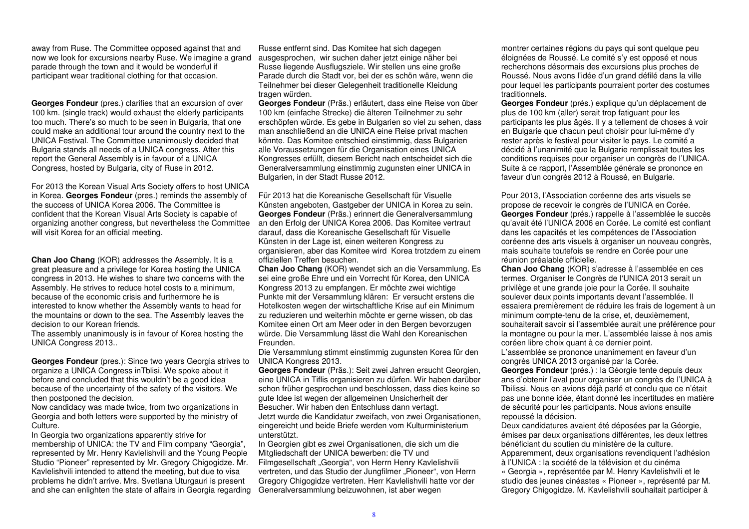away from Ruse. The Committee opposed against that and now we look for excursions nearby Ruse. We imagine a grand parade through the town and it would be wonderful if participant wear traditional clothing for that occasion.

**Georges Fondeur** (pres.) clarifies that an excursion of over 100 km. (single track) would exhaust the elderly participants too much. There's so much to be seen in Bulgaria, that one could make an additional tour around the country next to the UNICA Festival. The Committee unanimously decided that Bulgaria stands all needs of a UNICA congress. After this report the General Assembly is in favour of a UNICA Congress, hosted by Bulgaria, city of Ruse in 2012.

For 2013 the Korean Visual Arts Society offers to host UNICA in Korea. **Georges Fondeur** (pres.) reminds the assembly of the success of UNICA Korea 2006. The Committee is confident that the Korean Visual Arts Society is capable of organizing another congress, but nevertheless the Committee will visit Korea for an official meeting.

**Chan Joo Chang** (KOR) addresses the Assembly. It is a great pleasure and a privilege for Korea hosting the UNICA congress in 2013. He wishes to share two concerns with the Assembly. He strives to reduce hotel costs to a minimum, because of the economic crisis and furthermore he is interested to know whether the Assembly wants to head for the mountains or down to the sea. The Assembly leaves the decision to our Korean friends.
The assembly unanimously is in favour of Korea hosting the UNICA Congress 2013..

**Georges Fondeur** (pres.): Since two years Georgia strives to organize a UNICA Congress inTblisi. We spoke about it before and concluded that this wouldn't be a good idea because of the uncertainty of the safety of the visitors. We then postponed the decision.
Now candidacy was made twice, from two organizations in Georgia and both letters were supported by the ministry of Culture.
In Georgia two organizations apparently strive for membership of UNICA: the TV and Film company "Georgia", represented by Mr. Henry Kavlelishvili and the Young People Studio "Pioneer" represented by Mr. Gregory Chigogidze. Mr. Kavlelishvili intended to attend the meeting, but due to visa problems he didn't arrive. Mrs. Svetlana Uturgauri is present and she can enlighten the state of affairs in Georgia regarding

Russe entfernt sind. Das Komitee hat sich dagegen ausgesprochen, wir suchen daher jetzt einige näher bei Russe liegende Ausflugsziele. Wir stellen uns eine große Parade durch die Stadt vor, bei der es schön wäre, wenn die Teilnehmer bei dieser Gelegenheit traditionelle Kleidung tragen würden.
**Georges Fondeur** (Präs.) erläutert, dass eine Reise von über 100 km (einfache Strecke) die älteren Teilnehmer zu sehr erschöpfen würde. Es gebe in Bulgarien so viel zu sehen, dass man anschließend an die UNICA eine Reise privat machen könnte. Das Komitee entschied einstimmig, dass Bulgarien alle Voraussetzungen für die Organisation eines UNICA Kongresses erfüllt, diesem Bericht nach entscheidet sich die Generalversammlung einstimmig zugunsten einer UNICA in Bulgarien, in der Stadt Russe 2012.

Für 2013 hat die Koreanische Gesellschaft für Visuelle Künsten angeboten, Gastgeber der UNICA in Korea zu sein. **Georges Fondeur** (Präs.) erinnert die Generalversammlung an den Erfolg der UNICA Korea 2006. Das Komitee vertraut darauf, dass die Koreanische Gesellschaft für Visuelle Künsten in der Lage ist, einen weiteren Kongress zu organisieren, aber das Komitee wird Korea trotzdem zu einem offiziellen Treffen besuchen.
**Chan Joo Chang** (KOR) wendet sich an die Versammlung. Es sei eine große Ehre und ein Vorrecht für Korea, den UNICA Kongress 2013 zu empfangen. Er möchte zwei wichtige Punkte mit der Versammlung klären: Er versucht erstens die Hotelkosten wegen der wirtschaftliche Krise auf ein Minimum zu reduzieren und weiterhin möchte er gerne wissen, ob das Komitee einen Ort am Meer oder in den Bergen bevorzugen würde. Die Versammlung lässt die Wahl den Koreanischen Freunden.
Die Versammlung stimmt einstimmig zugunsten Korea für den UNICA Kongress 2013.
**Georges Fondeur** (Präs.): Seit zwei Jahren ersucht Georgien, eine UNICA in Tiflis organisieren zu dürfen. Wir haben darüber schon früher gesprochen und beschlossen, dass dies keine so gute Idee ist wegen der allgemeinen Unsicherheit der Besucher. Wir haben den Entschluss dann vertagt.
Jetzt wurde die Kandidatur zweifach, von zwei Organisationen, eingereicht und beide Briefe werden vom Kulturministerium unterstützt.
In Georgien gibt es zwei Organisationen, die sich um die Mitgliedschaft der UNICA bewerben: die TV und Filmgesellschaft „Georgia", von Herrn Henry Kavlelishvili vertreten, und das Studio der Jungfilmer „Pioneer", von Herrn Gregory Chigogidze vertreten. Herr Kavlelishvili hatte vor der Generalversammlung beizuwohnen, ist aber wegen

montrer certaines régions du pays qui sont quelque peu éloignées de Roussé. Le comité s'y est opposé et nous recherchons désormais des excursions plus proches de Roussé. Nous avons l'idée d'un grand défilé dans la ville pour lequel les participants pourraient porter des costumes traditionnels.
**Georges Fondeur** (prés.) explique qu'un déplacement de plus de 100 km (aller) serait trop fatiguant pour les participants les plus âgés. Il y a tellement de choses à voir en Bulgarie que chacun peut choisir pour lui-même d'y rester après le festival pour visiter le pays. Le comité a décidé à l'unanimité que la Bulgarie remplissait toutes les conditions requises pour organiser un congrès de l'UNICA. Suite à ce rapport, l'Assemblée générale se prononce en faveur d'un congrès 2012 à Roussé, en Bulgarie.

Pour 2013, l'Association coréenne des arts visuels se propose de recevoir le congrès de l'UNICA en Corée.
**Georges Fondeur** (prés.) rappelle à l'assemblée le succès qu'avait été l'UNICA 2006 en Corée. Le comité est confiant dans les capacités et les compétences de l'Association coréenne des arts visuels à organiser un nouveau congrès, mais souhaite toutefois se rendre en Corée pour une réunion préalable officielle.
**Chan Joo Chang** (KOR) s'adresse à l'assemblée en ces termes. Organiser le Congrès de l'UNICA 2013 serait un privilège et une grande joie pour la Corée. Il souhaite soulever deux points importants devant l'assemblée. Il essaiera premièrement de réduire les frais de logement à un minimum compte-tenu de la crise, et, deuxièmement, souhaiterait savoir si l'assemblée aurait une préférence pour la montagne ou pour la mer. L'assemblée laisse à nos amis coréen libre choix quant à ce dernier point.
L'assemblée se prononce unanimement en faveur d'un congrès UNICA 2013 organisé par la Corée.
**Georges Fondeur** (prés.) : la Géorgie tente depuis deux ans d'obtenir l'aval pour organiser un congrès de l'UNICA à Tbilissi. Nous en avions déjà parlé et conclu que ce n'était pas une bonne idée, étant donné les incertitudes en matière de sécurité pour les participants. Nous avions ensuite repoussé la décision.
Deux candidatures avaient été déposées par la Géorgie, émises par deux organisations différentes, les deux lettres bénéficiant du soutien du ministère de la culture.
Apparemment, deux organisations revendiquent l'adhésion à l'UNICA : la société de la télévision et du cinéma « Georgia », représentée par M. Henry Kavlelishvili et le studio des jeunes cinéastes « Pioneer », représenté par M. Gregory Chigogidze. M. Kavlelishvili souhaitait participer à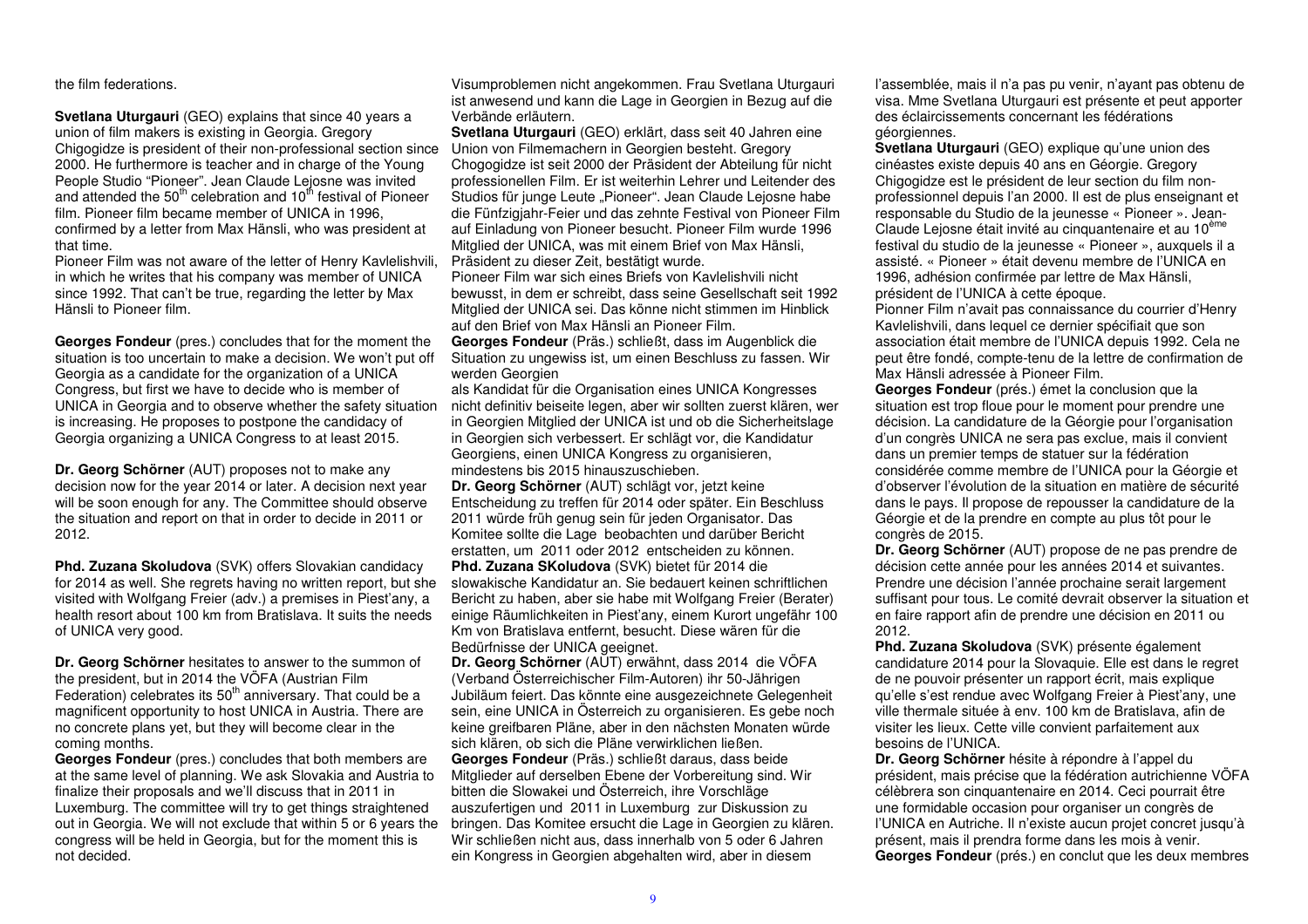the film federations.

**Svetlana Uturgauri** (GEO) explains that since 40 years a union of film makers is existing in Georgia. Gregory Chigogidze is president of their non-professional section since 2000. He furthermore is teacher and in charge of the Young People Studio "Pioneer". Jean Claude Lejosne was invited and attended the 50th celebration and 10th festival of Pioneer film. Pioneer film became member of UNICA in 1996, confirmed by a letter from Max Hänsli, who was president at that time.

Pioneer Film was not aware of the letter of Henry Kavlelishvili, in which he writes that his company was member of UNICA since 1992. That can't be true, regarding the letter by Max Hänsli to Pioneer film.

**Georges Fondeur** (pres.) concludes that for the moment the situation is too uncertain to make a decision. We won't put off Georgia as a candidate for the organization of a UNICA Congress, but first we have to decide who is member of UNICA in Georgia and to observe whether the safety situation is increasing. He proposes to postpone the candidacy of Georgia organizing a UNICA Congress to at least 2015.

**Dr. Georg Schörner** (AUT) proposes not to make any decision now for the year 2014 or later. A decision next year will be soon enough for any. The Committee should observe the situation and report on that in order to decide in 2011 or 2012.

**Phd. Zuzana Skoludova** (SVK) offers Slovakian candidacy for 2014 as well. She regrets having no written report, but she visited with Wolfgang Freier (adv.) a premises in Piest'any, a health resort about 100 km from Bratislava. It suits the needs of UNICA very good.

**Dr. Georg Schörner** hesitates to answer to the summon of the president, but in 2014 the VÖFA (Austrian Film Federation) celebrates its 50th anniversary. That could be a magnificent opportunity to host UNICA in Austria. There are no concrete plans yet, but they will become clear in the coming months.

**Georges Fondeur** (pres.) concludes that both members are at the same level of planning. We ask Slovakia and Austria to finalize their proposals and we'll discuss that in 2011 in Luxemburg. The committee will try to get things straightened out in Georgia. We will not exclude that within 5 or 6 years the congress will be held in Georgia, but for the moment this is not decided.

Visumproblemen nicht angekommen. Frau Svetlana Uturgauri ist anwesend und kann die Lage in Georgien in Bezug auf die Verbände erläutern.

**Svetlana Uturgauri** (GEO) erklärt, dass seit 40 Jahren eine Union von Filmemachern in Georgien besteht. Gregory Chogogidze ist seit 2000 der Präsident der Abteilung für nicht professionellen Film. Er ist weiterhin Lehrer und Leitender des Studios für junge Leute „Pioneer". Jean Claude Lejosne habe die Fünfzigjahr-Feier und das zehnte Festival von Pioneer Film auf Einladung von Pioneer besucht. Pioneer Film wurde 1996 Mitglied der UNICA, was mit einem Brief von Max Hänsli, Präsident zu dieser Zeit, bestätigt wurde.

Pioneer Film war sich eines Briefs von Kavlelishvili nicht bewusst, in dem er schreibt, dass seine Gesellschaft seit 1992 Mitglied der UNICA sei. Das könne nicht stimmen im Hinblick auf den Brief von Max Hänsli an Pioneer Film.

**Georges Fondeur** (Präs.) schließt, dass im Augenblick die Situation zu ungewiss ist, um einen Beschluss zu fassen. Wir werden Georgien als Kandidat für die Organisation eines UNICA Kongresses nicht definitiv beiseite legen, aber wir sollten zuerst klären, wer in Georgien Mitglied der UNICA ist und ob die Sicherheitslage in Georgien sich verbessert. Er schlägt vor, die Kandidatur Georgiens, einen UNICA Kongress zu organisieren, mindestens bis 2015 hinauszuschieben.

**Dr. Georg Schörner** (AUT) schlägt vor, jetzt keine Entscheidung zu treffen für 2014 oder später. Ein Beschluss 2011 würde früh genug sein für jeden Organisator. Das Komitee sollte die Lage beobachten und darüber Bericht erstatten, um 2011 oder 2012 entscheiden zu können.

**Phd. Zuzana SKoludova** (SVK) bietet für 2014 die slowakische Kandidatur an. Sie bedauert keinen schriftlichen Bericht zu haben, aber sie habe mit Wolfgang Freier (Berater) einige Räumlichkeiten in Piest'any, einem Kurort ungefähr 100 Km von Bratislava entfernt, besucht. Diese wären für die Bedürfnisse der UNICA geeignet.

**Dr. Georg Schörner** (AUT) erwähnt, dass 2014 die VÖFA (Verband Österreichischer Film-Autoren) ihr 50-Jährigen Jubiläum feiert. Das könnte eine ausgezeichnete Gelegenheit sein, eine UNICA in Österreich zu organisieren. Es gebe noch keine greifbaren Pläne, aber in den nächsten Monaten würde sich klären, ob sich die Pläne verwirklichen ließen.

**Georges Fondeur** (Präs.) schließt daraus, dass beide Mitglieder auf derselben Ebene der Vorbereitung sind. Wir bitten die Slowakei und Österreich, ihre Vorschläge auszufertigen und 2011 in Luxemburg zur Diskussion zu bringen. Das Komitee ersucht die Lage in Georgien zu klären. Wir schließen nicht aus, dass innerhalb von 5 oder 6 Jahren ein Kongress in Georgien abgehalten wird, aber in diesem

l'assemblée, mais il n'a pas pu venir, n'ayant pas obtenu de visa. Mme Svetlana Uturgauri est présente et peut apporter des éclaircissements concernant les fédérations géorgiennes.

**Svetlana Uturgauri** (GEO) explique qu'une union des cinéastes existe depuis 40 ans en Géorgie. Gregory Chigogidze est le président de leur section du film non-professionnel depuis l'an 2000. Il est de plus enseignant et responsable du Studio de la jeunesse « Pioneer ». Jean-Claude Lejosne était invité au cinquantenaire et au 10ème festival du studio de la jeunesse « Pioneer », auxquels il a assisté. « Pioneer » était devenu membre de l'UNICA en 1996, adhésion confirmée par lettre de Max Hänsli, président de l'UNICA à cette époque.

Pionner Film n'avait pas connaissance du courrier d'Henry Kavlelishvili, dans lequel ce dernier spécifiait que son association était membre de l'UNICA depuis 1992. Cela ne peut être fondé, compte-tenu de la lettre de confirmation de Max Hänsli adressée à Pioneer Film.

**Georges Fondeur** (prés.) émet la conclusion que la situation est trop floue pour le moment pour prendre une décision. La candidature de la Géorgie pour l'organisation d'un congrès UNICA ne sera pas exclue, mais il convient dans un premier temps de statuer sur la fédération considérée comme membre de l'UNICA pour la Géorgie et d'observer l'évolution de la situation en matière de sécurité dans le pays. Il propose de repousser la candidature de la Géorgie et de la prendre en compte au plus tôt pour le congrès de 2015.

**Dr. Georg Schörner** (AUT) propose de ne pas prendre de décision cette année pour les années 2014 et suivantes. Prendre une décision l'année prochaine serait largement suffisant pour tous. Le comité devrait observer la situation et en faire rapport afin de prendre une décision en 2011 ou 2012.

**Phd. Zuzana Skoludova** (SVK) présente également candidature 2014 pour la Slovaquie. Elle est dans le regret de ne pouvoir présenter un rapport écrit, mais explique qu'elle s'est rendue avec Wolfgang Freier à Piest'any, une ville thermale située à env. 100 km de Bratislava, afin de visiter les lieux. Cette ville convient parfaitement aux besoins de l'UNICA.

**Dr. Georg Schörner** hésite à répondre à l'appel du président, mais précise que la fédération autrichienne VÖFA célèbrera son cinquantenaire en 2014. Ceci pourrait être une formidable occasion pour organiser un congrès de l'UNICA en Autriche. Il n'existe aucun projet concret jusqu'à présent, mais il prendra forme dans les mois à venir.

**Georges Fondeur** (prés.) en conclut que les deux membres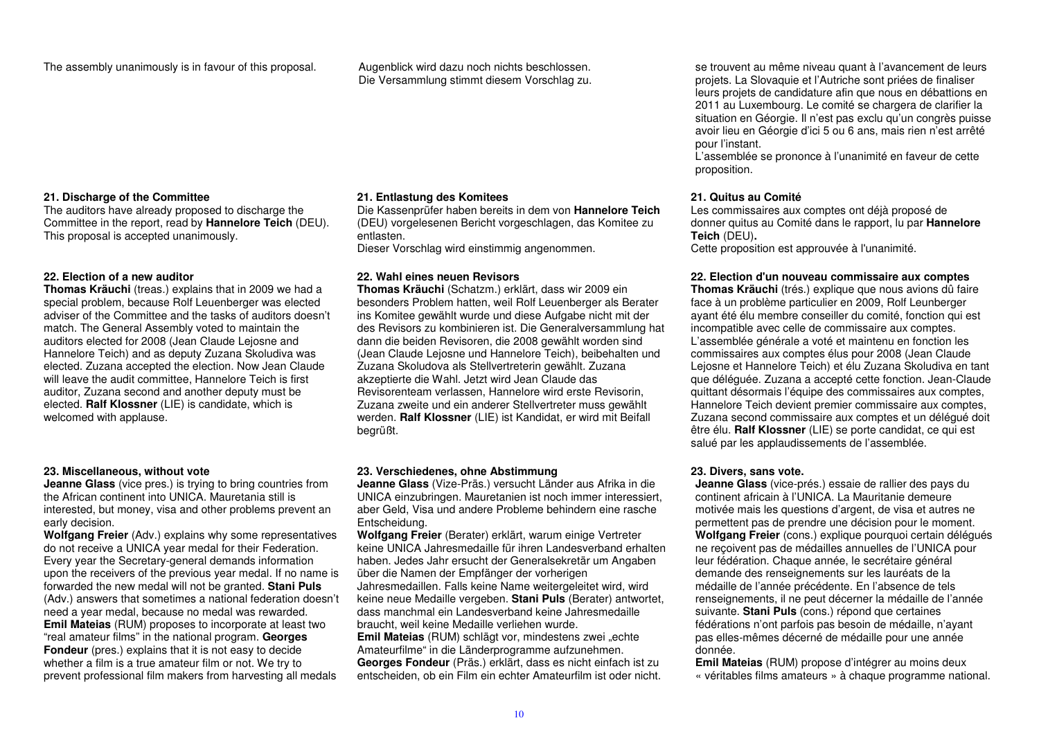The assembly unanimously is in favour of this proposal.

### 21. Discharge of the Committee

The auditors have already proposed to discharge the Committee in the report, read by **Hannelore Teich** (DEU). This proposal is accepted unanimously.

### 22. Election of a new auditor

**Thomas Kräuchi** (treas.) explains that in 2009 we had a special problem, because Rolf Leuenberger was elected adviser of the Committee and the tasks of auditors doesn't match. The General Assembly voted to maintain the auditors elected for 2008 (Jean Claude Lejosne and Hannelore Teich) and as deputy Zuzana Skoludiva was elected. Zuzana accepted the election. Now Jean Claude will leave the audit committee, Hannelore Teich is first auditor, Zuzana second and another deputy must be elected. **Ralf Klossner** (LIE) is candidate, which is welcomed with applause.

### 23. Miscellaneous, without vote

**Jeanne Glass** (vice pres.) is trying to bring countries from the African continent into UNICA. Mauretania still is interested, but money, visa and other problems prevent an early decision.

**Wolfgang Freier** (Adv.) explains why some representatives do not receive a UNICA year medal for their Federation. Every year the Secretary-general demands information upon the receivers of the previous year medal. If no name is forwarded the new medal will not be granted. **Stani Puls** (Adv.) answers that sometimes a national federation doesn't need a year medal, because no medal was rewarded. **Emil Mateias** (RUM) proposes to incorporate at least two "real amateur films" in the national program. **Georges Fondeur** (pres.) explains that it is not easy to decide whether a film is a true amateur film or not. We try to prevent professional film makers from harvesting all medals

Augenblick wird dazu noch nichts beschlossen.
Die Versammlung stimmt diesem Vorschlag zu.

### 21. Entlastung des Komitees

Die Kassenprüfer haben bereits in dem von **Hannelore Teich** (DEU) vorgelesenen Bericht vorgeschlagen, das Komitee zu entlasten.
Dieser Vorschlag wird einstimmig angenommen.

### 22. Wahl eines neuen Revisors

**Thomas Kräuchi** (Schatzm.) erklärt, dass wir 2009 ein besonders Problem hatten, weil Rolf Leuenberger als Berater ins Komitee gewählt wurde und diese Aufgabe nicht mit der des Revisors zu kombinieren ist. Die Generalversammlung hat dann die beiden Revisoren, die 2008 gewählt worden sind (Jean Claude Lejosne und Hannelore Teich), beibehalten und Zuzana Skoludova als Stellvertreterin gewählt. Zuzana akzeptierte die Wahl. Jetzt wird Jean Claude das Revisorenteam verlassen, Hannelore wird erste Revisorin, Zuzana zweite und ein anderer Stellvertreter muss gewählt werden. **Ralf Klossner** (LIE) ist Kandidat, er wird mit Beifall begrüßt.

### 23. Verschiedenes, ohne Abstimmung

**Jeanne Glass** (Vize-Präs.) versucht Länder aus Afrika in die UNICA einzubringen. Mauretanien ist noch immer interessiert, aber Geld, Visa und andere Probleme behindern eine rasche Entscheidung.

**Wolfgang Freier** (Berater) erklärt, warum einige Vertreter keine UNICA Jahresmedaille für ihren Landesverband erhalten haben. Jedes Jahr ersucht der Generalsekretär um Angaben über die Namen der Empfänger der vorherigen Jahresmedaillen. Falls keine Name weitergeleitet wird, wird keine neue Medaille vergeben. **Stani Puls** (Berater) antwortet, dass manchmal ein Landesverband keine Jahresmedaille braucht, weil keine Medaille verliehen wurde.
**Emil Mateias** (RUM) schlägt vor, mindestens zwei „echte Amateurfilme" in die Länderprogramme aufzunehmen.
**Georges Fondeur** (Präs.) erklärt, dass es nicht einfach ist zu entscheiden, ob ein Film ein echter Amateurfilm ist oder nicht.

se trouvent au même niveau quant à l'avancement de leurs projets. La Slovaquie et l'Autriche sont priées de finaliser leurs projets de candidature afin que nous en débattions en 2011 au Luxembourg. Le comité se chargera de clarifier la situation en Géorgie. Il n'est pas exclu qu'un congrès puisse avoir lieu en Géorgie d'ici 5 ou 6 ans, mais rien n'est arrêté pour l'instant.
L'assemblée se prononce à l'unanimité en faveur de cette proposition.

### 21. Quitus au Comité

Les commissaires aux comptes ont déjà proposé de donner quitus au Comité dans le rapport, lu par **Hannelore Teich** (DEU)**.**
Cette proposition est approuvée à l'unanimité.

### 22. Election d'un nouveau commissaire aux comptes

**Thomas Kräuchi** (trés.) explique que nous avions dû faire face à un problème particulier en 2009, Rolf Leunberger ayant été élu membre conseiller du comité, fonction qui est incompatible avec celle de commissaire aux comptes. L'assemblée générale a voté et maintenu en fonction les commissaires aux comptes élus pour 2008 (Jean Claude Lejosne et Hannelore Teich) et élu Zuzana Skoludiva en tant que déléguée. Zuzana a accepté cette fonction. Jean-Claude quittant désormais l'équipe des commissaires aux comptes, Hannelore Teich devient premier commissaire aux comptes, Zuzana second commissaire aux comptes et un délégué doit être élu. **Ralf Klossner** (LIE) se porte candidat, ce qui est salué par les applaudissements de l'assemblée.

### 23. Divers, sans vote.

**Jeanne Glass** (vice-prés.) essaie de rallier des pays du continent africain à l'UNICA. La Mauritanie demeure motivée mais les questions d'argent, de visa et autres ne permettent pas de prendre une décision pour le moment.
**Wolfgang Freier** (cons.) explique pourquoi certain délégués ne reçoivent pas de médailles annuelles de l'UNICA pour leur fédération. Chaque année, le secrétaire général demande des renseignements sur les lauréats de la médaille de l'année précédente. En l'absence de tels renseignements, il ne peut décerner la médaille de l'année suivante. **Stani Puls** (cons.) répond que certaines fédérations n'ont parfois pas besoin de médaille, n'ayant pas elles-mêmes décerné de médaille pour une année donnée.
**Emil Mateias** (RUM) propose d'intégrer au moins deux « véritables films amateurs » à chaque programme national.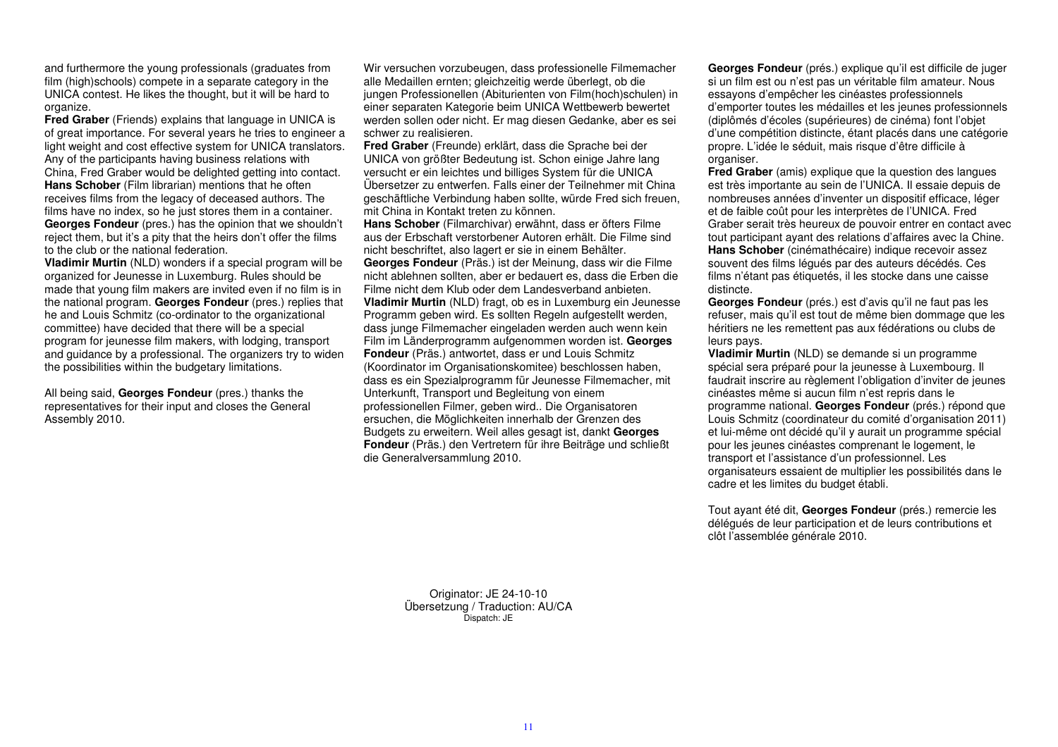and furthermore the young professionals (graduates from film (high)schools) compete in a separate category in the UNICA contest. He likes the thought, but it will be hard to organize.

**Fred Graber** (Friends) explains that language in UNICA is of great importance. For several years he tries to engineer a light weight and cost effective system for UNICA translators. Any of the participants having business relations with China, Fred Graber would be delighted getting into contact.

**Hans Schober** (Film librarian) mentions that he often receives films from the legacy of deceased authors. The films have no index, so he just stores them in a container.

**Georges Fondeur** (pres.) has the opinion that we shouldn't reject them, but it's a pity that the heirs don't offer the films to the club or the national federation.

**Vladimir Murtin** (NLD) wonders if a special program will be organized for Jeunesse in Luxemburg. Rules should be made that young film makers are invited even if no film is in the national program. **Georges Fondeur** (pres.) replies that he and Louis Schmitz (co-ordinator to the organizational committee) have decided that there will be a special program for jeunesse film makers, with lodging, transport and guidance by a professional. The organizers try to widen the possibilities within the budgetary limitations.

All being said, **Georges Fondeur** (pres.) thanks the representatives for their input and closes the General Assembly 2010.

Wir versuchen vorzubeugen, dass professionelle Filmemacher alle Medaillen ernten; gleichzeitig werde überlegt, ob die jungen Professionellen (Abiturienten von Film(hoch)schulen) in einer separaten Kategorie beim UNICA Wettbewerb bewertet werden sollen oder nicht. Er mag diesen Gedanke, aber es sei schwer zu realisieren.

**Fred Graber** (Freunde) erklärt, dass die Sprache bei der UNICA von größter Bedeutung ist. Schon einige Jahre lang versucht er ein leichtes und billiges System für die UNICA Übersetzer zu entwerfen. Falls einer der Teilnehmer mit China geschäftliche Verbindung haben sollte, würde Fred sich freuen, mit China in Kontakt treten zu können.

**Hans Schober** (Filmarchivar) erwähnt, dass er öfters Filme aus der Erbschaft verstorbener Autoren erhält. Die Filme sind nicht beschriftet, also lagert er sie in einem Behälter.

**Georges Fondeur** (Präs.) ist der Meinung, dass wir die Filme nicht ablehnen sollten, aber er bedauert es, dass die Erben die Filme nicht dem Klub oder dem Landesverband anbieten.

**Vladimir Murtin** (NLD) fragt, ob es in Luxemburg ein Jeunesse Programm geben wird. Es sollten Regeln aufgestellt werden, dass junge Filmemacher eingeladen werden auch wenn kein Film im Länderprogramm aufgenommen worden ist. **Georges Fondeur** (Präs.) antwortet, dass er und Louis Schmitz (Koordinator im Organisationskomitee) beschlossen haben, dass es ein Spezialprogramm für Jeunesse Filmemacher, mit Unterkunft, Transport und Begleitung von einem professionellen Filmer, geben wird.. Die Organisatoren ersuchen, die Möglichkeiten innerhalb der Grenzen des Budgets zu erweitern. Weil alles gesagt ist, dankt **Georges Fondeur** (Präs.) den Vertretern für ihre Beiträge und schließt die Generalversammlung 2010.

**Georges Fondeur** (prés.) explique qu'il est difficile de juger si un film est ou n'est pas un véritable film amateur. Nous essayons d'empêcher les cinéastes professionnels d'emporter toutes les médailles et les jeunes professionnels (diplômés d'écoles (supérieures) de cinéma) font l'objet d'une compétition distincte, étant placés dans une catégorie propre. L'idée le séduit, mais risque d'être difficile à organiser.

**Fred Graber** (amis) explique que la question des langues est très importante au sein de l'UNICA. Il essaie depuis de nombreuses années d'inventer un dispositif efficace, léger et de faible coût pour les interprètes de l'UNICA. Fred Graber serait très heureux de pouvoir entrer en contact avec tout participant ayant des relations d'affaires avec la Chine.

**Hans Schober** (cinémathécaire) indique recevoir assez souvent des films légués par des auteurs décédés. Ces films n'étant pas étiquetés, il les stocke dans une caisse distincte.

**Georges Fondeur** (prés.) est d'avis qu'il ne faut pas les refuser, mais qu'il est tout de même bien dommage que les héritiers ne les remettent pas aux fédérations ou clubs de leurs pays.

**Vladimir Murtin** (NLD) se demande si un programme spécial sera préparé pour la jeunesse à Luxembourg. Il faudrait inscrire au règlement l'obligation d'inviter de jeunes cinéastes même si aucun film n'est repris dans le programme national. **Georges Fondeur** (prés.) répond que Louis Schmitz (coordinateur du comité d'organisation 2011) et lui-même ont décidé qu'il y aurait un programme spécial pour les jeunes cinéastes comprenant le logement, le transport et l'assistance d'un professionnel. Les organisateurs essaient de multiplier les possibilités dans le cadre et les limites du budget établi.

Tout ayant été dit, **Georges Fondeur** (prés.) remercie les délégués de leur participation et de leurs contributions et clôt l'assemblée générale 2010.

Originator: JE 24-10-10
Übersetzung / Traduction: AU/CA
Dispatch: JE